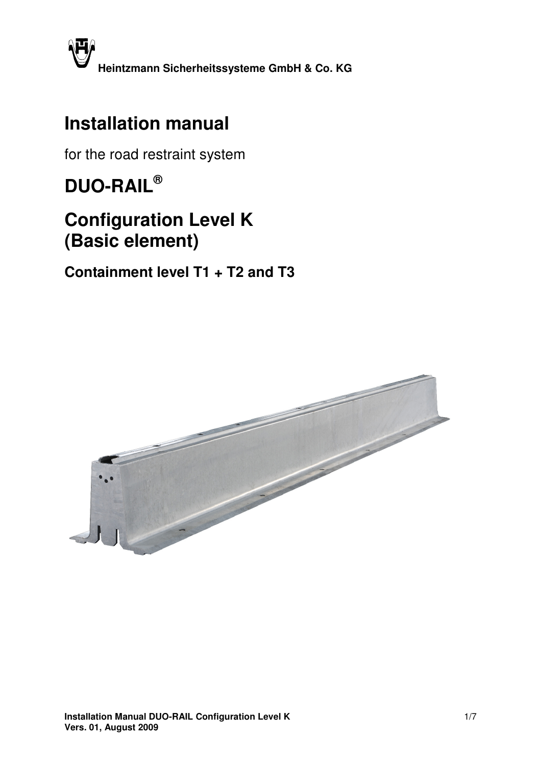**Heintzmann Sicherheitssysteme GmbH & Co. KG**

# Installation manual

for the road restraint system

# DUO-RAIL®

# Configuration Level K (Basic element)

## Containment level T1 + T2 and T3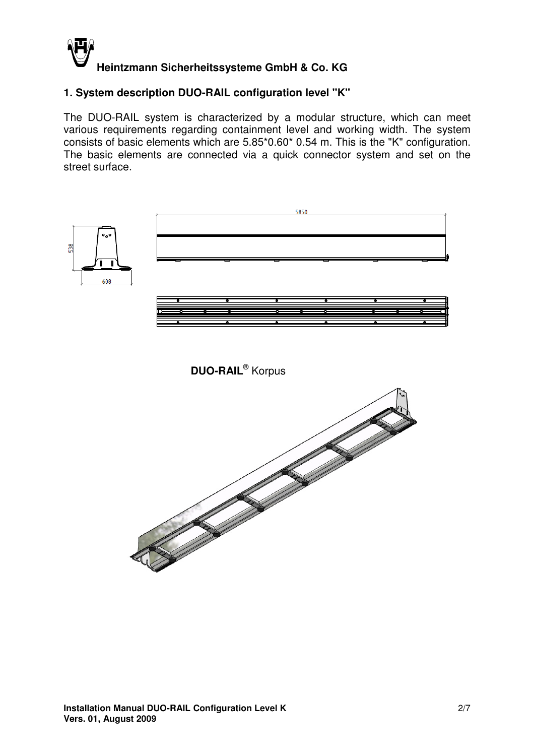## 1. System description DUO-RAIL configuration level "K"

The DUO-RAIL system is characterized by a modular structure, which can meet various requirements regarding containment level and working width. The system consists of basic elements which are 5.85*0.60* 0.54 m. This is the "K" configuration. The basic elements are connected via a quick connector system and set on the street surface.

**DUO-RAIL®** Korpus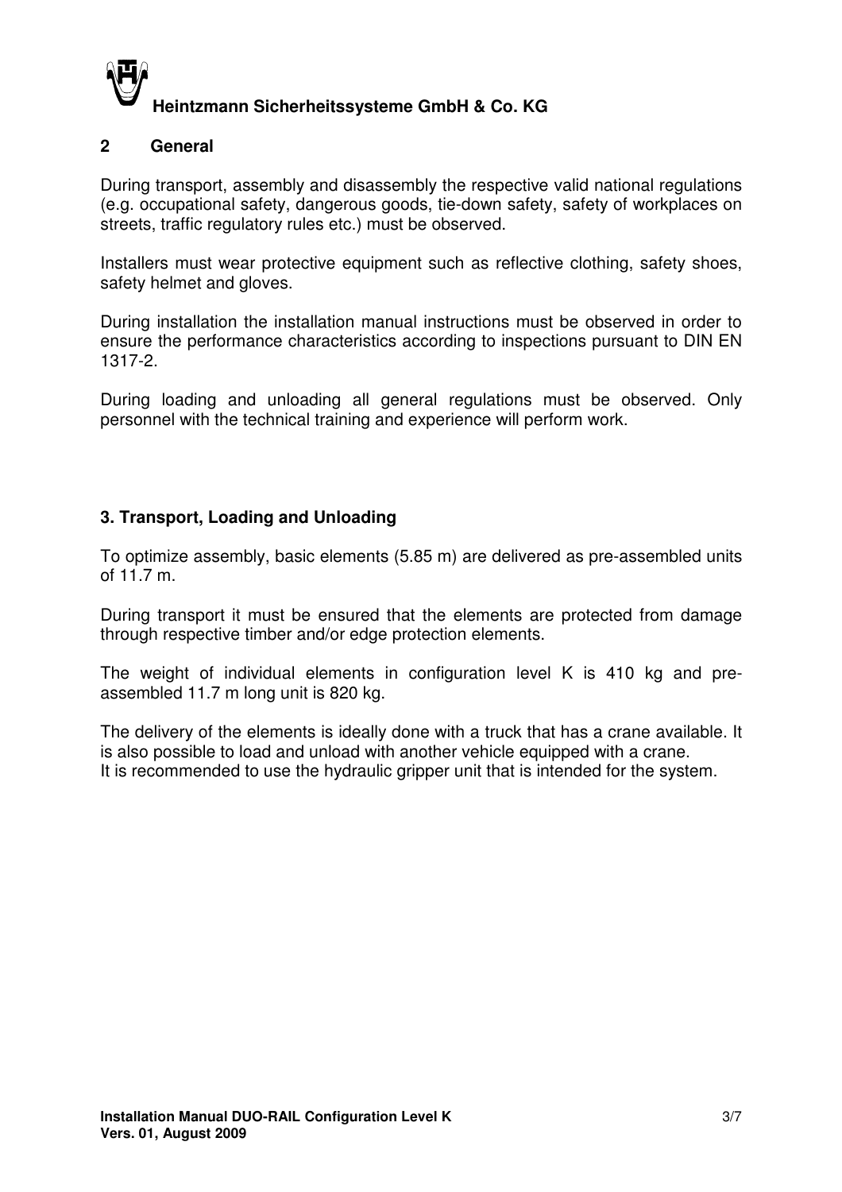## 2 General

During transport, assembly and disassembly the respective valid national regulations (e.g. occupational safety, dangerous goods, tie-down safety, safety of workplaces on streets, traffic regulatory rules etc.) must be observed.

Installers must wear protective equipment such as reflective clothing, safety shoes, safety helmet and gloves.

During installation the installation manual instructions must be observed in order to ensure the performance characteristics according to inspections pursuant to DIN EN 1317-2.

During loading and unloading all general regulations must be observed. Only personnel with the technical training and experience will perform work.

## 3. Transport, Loading and Unloading

To optimize assembly, basic elements (5.85 m) are delivered as pre-assembled units of 11.7 m.

During transport it must be ensured that the elements are protected from damage through respective timber and/or edge protection elements.

The weight of individual elements in configuration level K is 410 kg and pre-assembled 11.7 m long unit is 820 kg.

The delivery of the elements is ideally done with a truck that has a crane available. It is also possible to load and unload with another vehicle equipped with a crane.
It is recommended to use the hydraulic gripper unit that is intended for the system.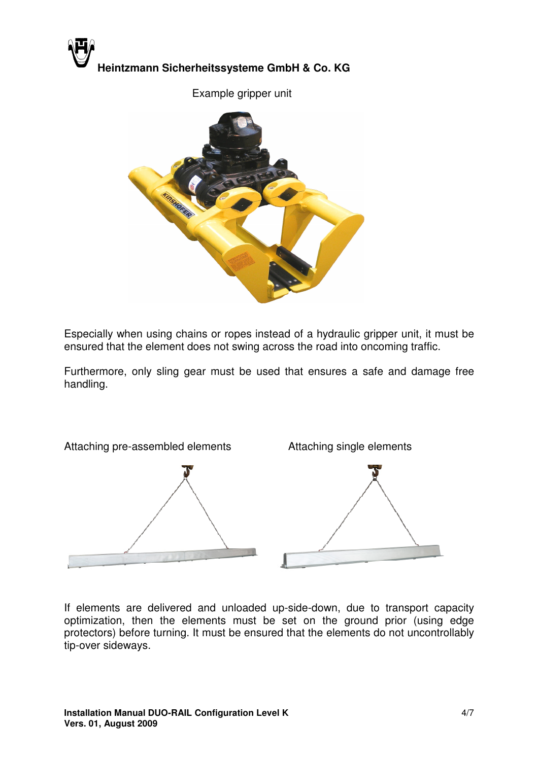Example gripper unit

Especially when using chains or ropes instead of a hydraulic gripper unit, it must be ensured that the element does not swing across the road into oncoming traffic.

Furthermore, only sling gear must be used that ensures a safe and damage free handling.

Attaching pre-assembled elements

Attaching single elements

If elements are delivered and unloaded up-side-down, due to transport capacity optimization, then the elements must be set on the ground prior (using edge protectors) before turning. It must be ensured that the elements do not uncontrollably tip-over sideways.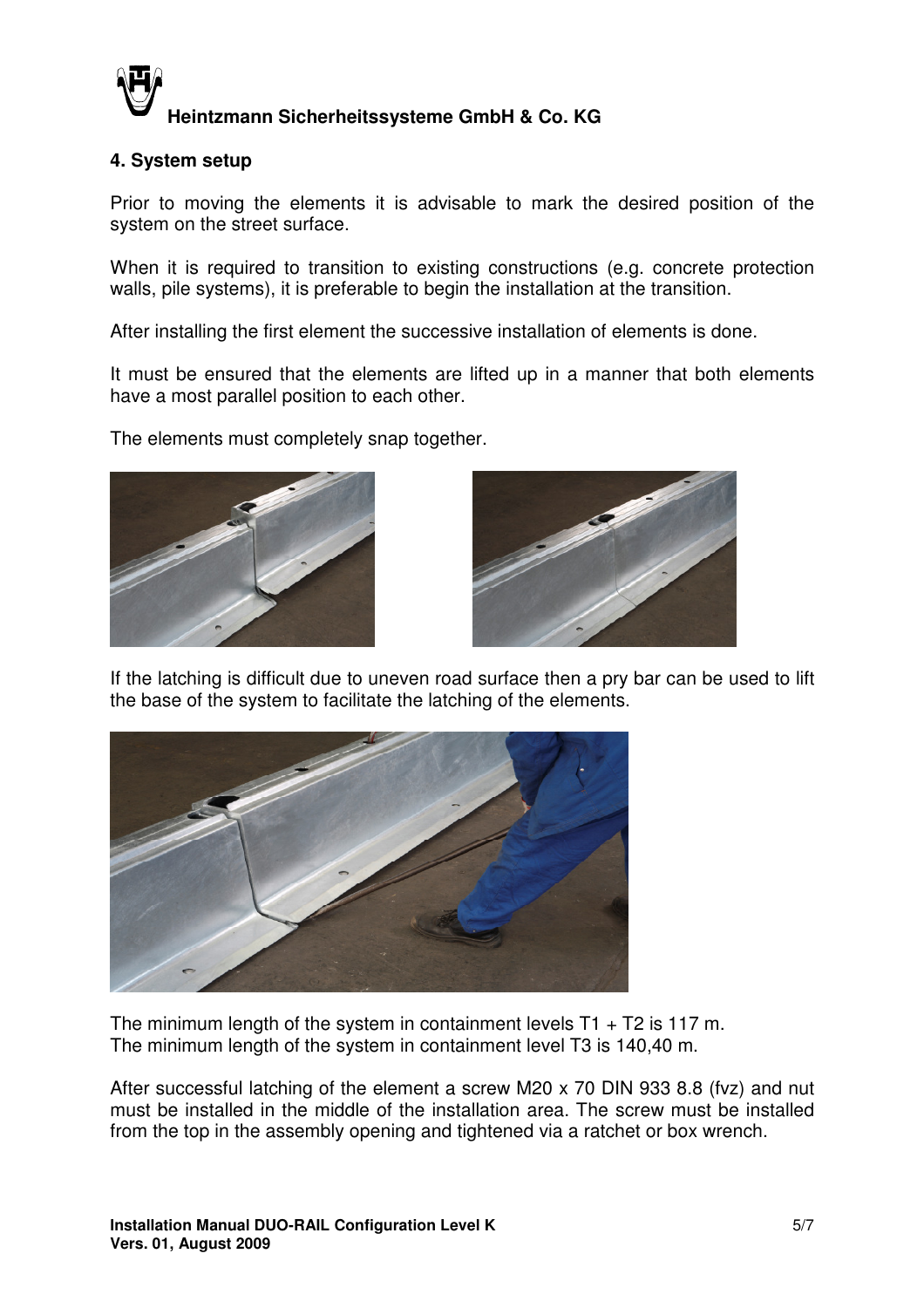## 4. System setup

Prior to moving the elements it is advisable to mark the desired position of the system on the street surface.

When it is required to transition to existing constructions (e.g. concrete protection walls, pile systems), it is preferable to begin the installation at the transition.

After installing the first element the successive installation of elements is done.

It must be ensured that the elements are lifted up in a manner that both elements have a most parallel position to each other.

The elements must completely snap together.

If the latching is difficult due to uneven road surface then a pry bar can be used to lift the base of the system to facilitate the latching of the elements.

The minimum length of the system in containment levels T1 + T2 is 117 m.
The minimum length of the system in containment level T3 is 140,40 m.

After successful latching of the element a screw M20 x 70 DIN 933 8.8 (fvz) and nut must be installed in the middle of the installation area. The screw must be installed from the top in the assembly opening and tightened via a ratchet or box wrench.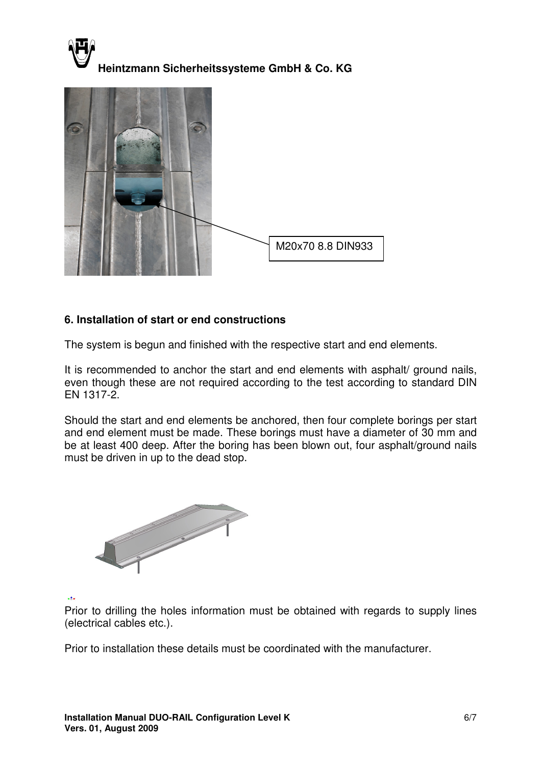M20x70 8.8 DIN933

## 6. Installation of start or end constructions

The system is begun and finished with the respective start and end elements.

It is recommended to anchor the start and end elements with asphalt/ ground nails, even though these are not required according to the test according to standard DIN EN 1317-2.

Should the start and end elements be anchored, then four complete borings per start and end element must be made. These borings must have a diameter of 30 mm and be at least 400 deep. After the boring has been blown out, four asphalt/ground nails must be driven in up to the dead stop.

Prior to drilling the holes information must be obtained with regards to supply lines (electrical cables etc.).

Prior to installation these details must be coordinated with the manufacturer.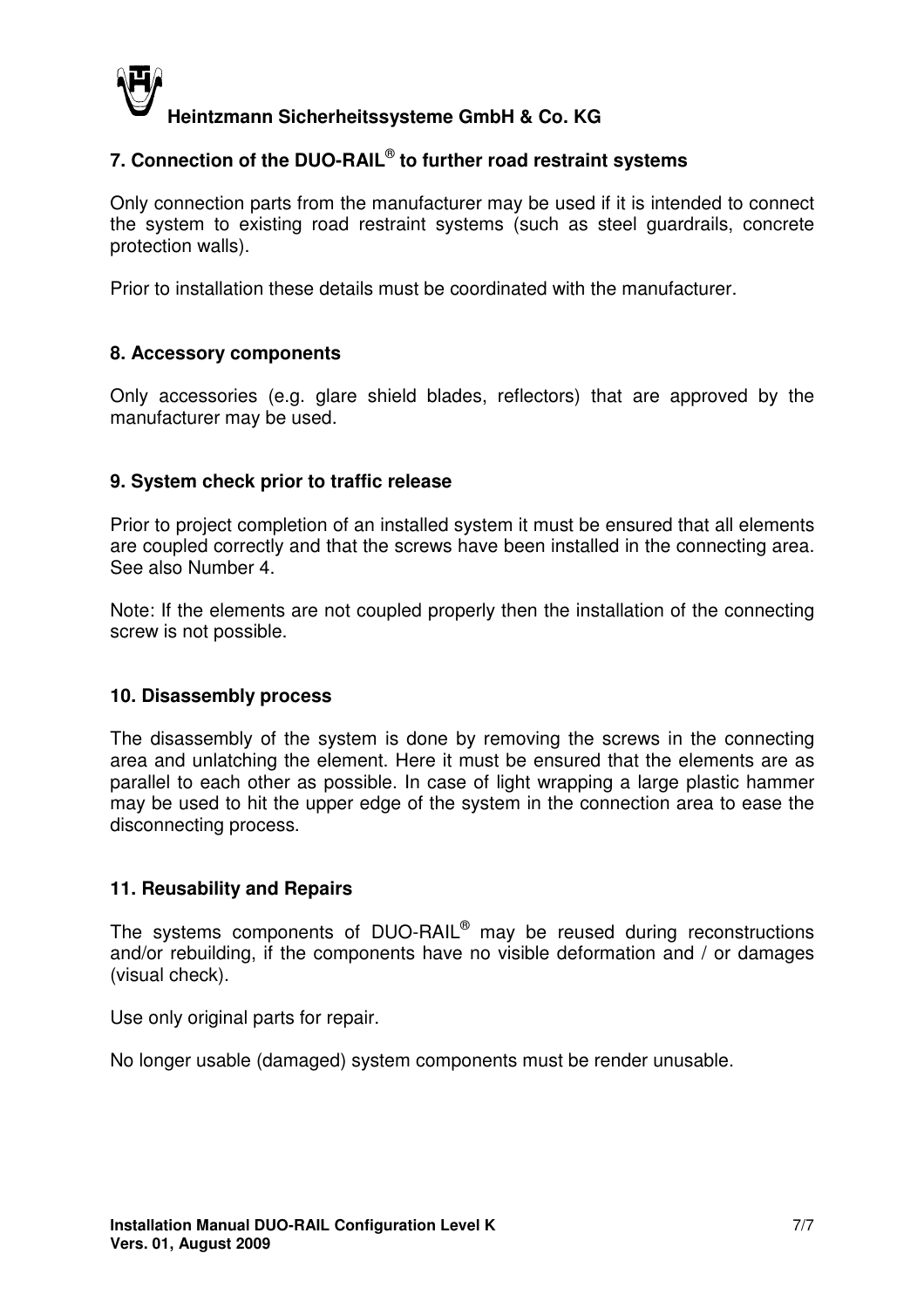## 7. Connection of the DUO-RAIL® to further road restraint systems

Only connection parts from the manufacturer may be used if it is intended to connect the system to existing road restraint systems (such as steel guardrails, concrete protection walls).

Prior to installation these details must be coordinated with the manufacturer.

## 8. Accessory components

Only accessories (e.g. glare shield blades, reflectors) that are approved by the manufacturer may be used.

## 9. System check prior to traffic release

Prior to project completion of an installed system it must be ensured that all elements are coupled correctly and that the screws have been installed in the connecting area. See also Number 4.

Note: If the elements are not coupled properly then the installation of the connecting screw is not possible.

## 10. Disassembly process

The disassembly of the system is done by removing the screws in the connecting area and unlatching the element. Here it must be ensured that the elements are as parallel to each other as possible. In case of light wrapping a large plastic hammer may be used to hit the upper edge of the system in the connection area to ease the disconnecting process.

## 11. Reusability and Repairs

The systems components of DUO-RAIL® may be reused during reconstructions and/or rebuilding, if the components have no visible deformation and / or damages (visual check).

Use only original parts for repair.

No longer usable (damaged) system components must be render unusable.